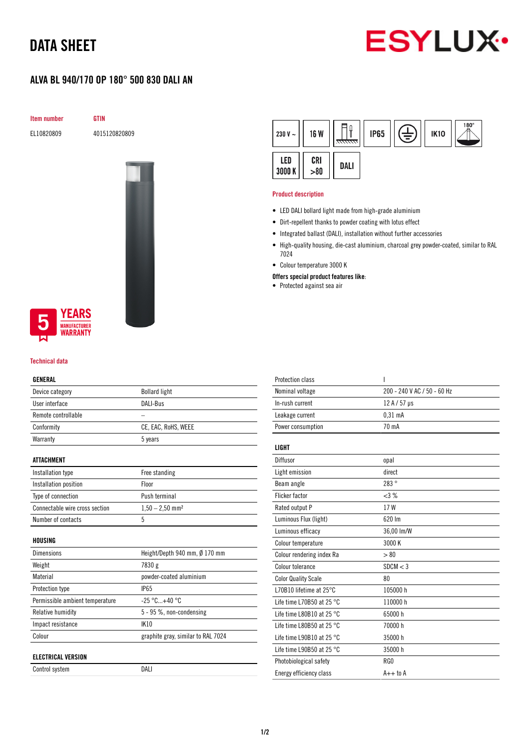# DATA SHEET

## ALVA BL 940/170 OP 180° 500 830 DALI AN

| Item number | GTIN |
|---|---|
| EL10820809 | 4015120820809 |

230 V ~ | 16 W | IP65 | IK10 | 180° | LED 3000 K | CRI >80 | DALI

5 YEARS MANUFACTURER WARRANTY

### Product description

- LED DALI bollard light made from high-grade aluminium
- Dirt-repellent thanks to powder coating with lotus effect
- Integrated ballast (DALI), installation without further accessories
- High-quality housing, die-cast aluminium, charcoal grey powder-coated, similar to RAL 7024
- Colour temperature 3000 K

**Offers special product features like:**

- Protected against sea air

### Technical data

| GENERAL | |
|---|---|
| Device category | Bollard light |
| User interface | DALI-Bus |
| Remote controllable | – |
| Conformity | CE, EAC, RoHS, WEEE |
| Warranty | 5 years |

| ATTACHMENT | |
|---|---|
| Installation type | Free standing |
| Installation position | Floor |
| Type of connection | Push terminal |
| Connectable wire cross section | 1,50 – 2,50 mm² |
| Number of contacts | 5 |

| HOUSING | |
|---|---|
| Dimensions | Height/Depth 940 mm, Ø 170 mm |
| Weight | 7830 g |
| Material | powder-coated aluminium |
| Protection type | IP65 |
| Permissible ambient temperature | -25 °C...+40 °C |
| Relative humidity | 5 - 95 %, non-condensing |
| Impact resistance | IK10 |
| Colour | graphite gray, similar to RAL 7024 |

| ELECTRICAL VERSION | |
|---|---|
| Control system | DALI |
| Protection class | I |
| Nominal voltage | 200 - 240 V AC / 50 - 60 Hz |
| In-rush current | 12 A / 57 µs |
| Leakage current | 0,31 mA |
| Power consumption | 70 mA |

| LIGHT | |
|---|---|
| Diffusor | opal |
| Light emission | direct |
| Beam angle | 283 ° |
| Flicker factor | <3 % |
| Rated output P | 17 W |
| Luminous Flux (light) | 620 lm |
| Luminous efficacy | 36,00 lm/W |
| Colour temperature | 3000 K |
| Colour rendering index Ra | > 80 |
| Colour tolerance | SDCM < 3 |
| Color Quality Scale | 80 |
| L70B10 lifetime at 25°C | 105000 h |
| Life time L70B50 at 25 °C | 110000 h |
| Life time L80B10 at 25 °C | 65000 h |
| Life time L80B50 at 25 °C | 70000 h |
| Life time L90B10 at 25 °C | 35000 h |
| Life time L90B50 at 25 °C | 35000 h |
| Photobiological safety | RG0 |
| Energy efficiency class | A++ to A |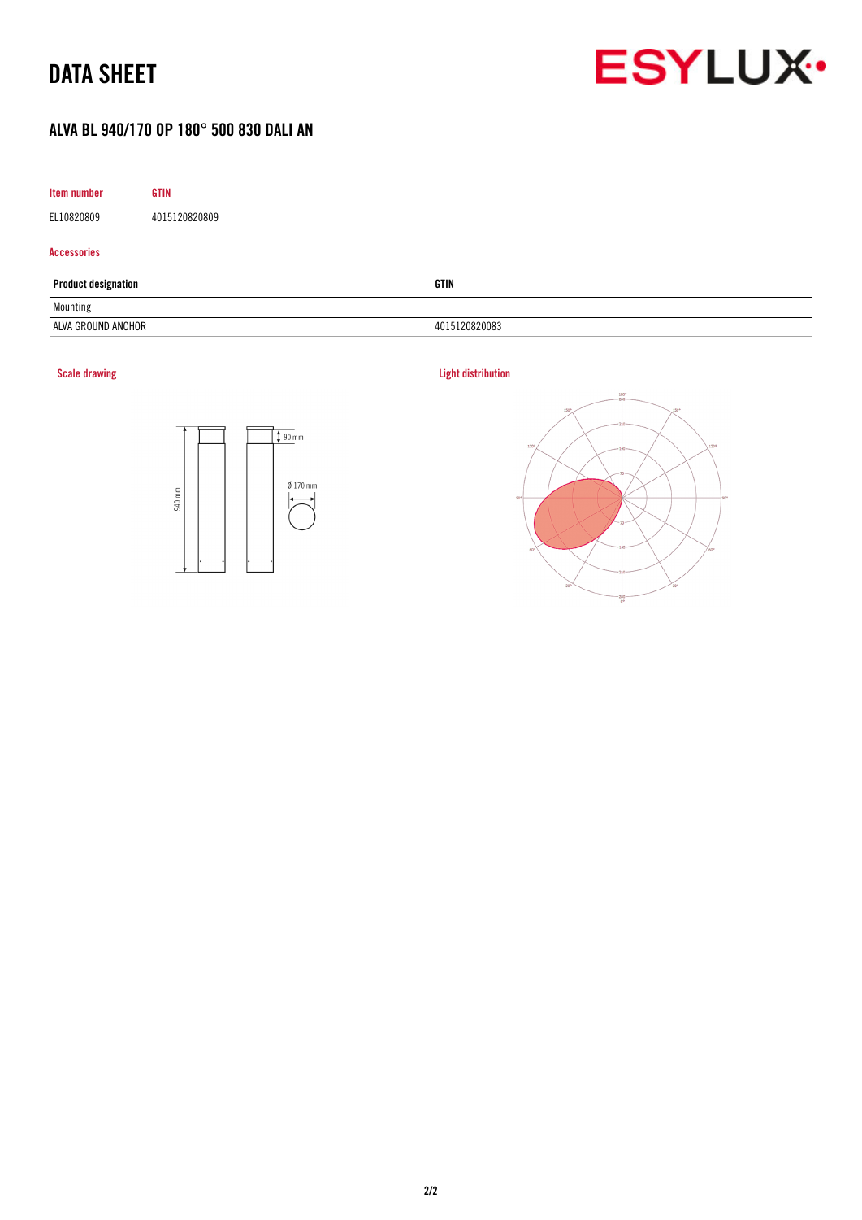# DATA SHEET

## ALVA BL 940/170 OP 180° 500 830 DALI AN

| Item number | GTIN |
|---|---|
| EL10820809 | 4015120820809 |

### Accessories

| Product designation | GTIN |
|---|---|
| Mounting | |
| ALVA GROUND ANCHOR | 4015120820083 |

### Scale drawing

940 mm

90 mm

Ø 170 mm

### Light distribution

180°

280

150°

150°

210

120°

120°

140

70

90°

90°

70

140

60°

60°

210

30°

30°

280

0°